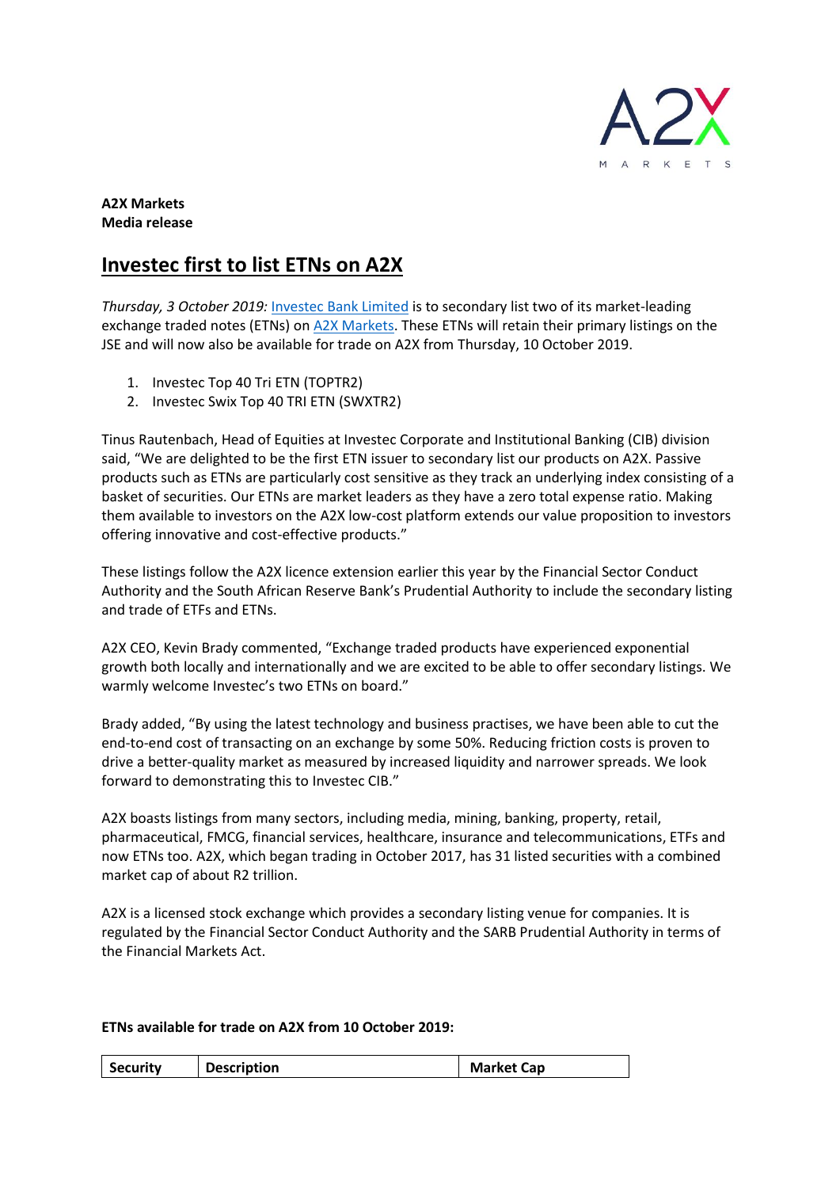**A2X Markets**
**Media release**

# Investec first to list ETNs on A2X

*Thursday, 3 October 2019:* Investec Bank Limited is to secondary list two of its market-leading exchange traded notes (ETNs) on A2X Markets. These ETNs will retain their primary listings on the JSE and will now also be available for trade on A2X from Thursday, 10 October 2019.

1. Investec Top 40 Tri ETN (TOPTR2)
2. Investec Swix Top 40 TRI ETN (SWXTR2)

Tinus Rautenbach, Head of Equities at Investec Corporate and Institutional Banking (CIB) division said, "We are delighted to be the first ETN issuer to secondary list our products on A2X. Passive products such as ETNs are particularly cost sensitive as they track an underlying index consisting of a basket of securities. Our ETNs are market leaders as they have a zero total expense ratio. Making them available to investors on the A2X low-cost platform extends our value proposition to investors offering innovative and cost-effective products."

These listings follow the A2X licence extension earlier this year by the Financial Sector Conduct Authority and the South African Reserve Bank's Prudential Authority to include the secondary listing and trade of ETFs and ETNs.

A2X CEO, Kevin Brady commented, "Exchange traded products have experienced exponential growth both locally and internationally and we are excited to be able to offer secondary listings. We warmly welcome Investec's two ETNs on board."

Brady added, "By using the latest technology and business practises, we have been able to cut the end-to-end cost of transacting on an exchange by some 50%. Reducing friction costs is proven to drive a better-quality market as measured by increased liquidity and narrower spreads. We look forward to demonstrating this to Investec CIB."

A2X boasts listings from many sectors, including media, mining, banking, property, retail, pharmaceutical, FMCG, financial services, healthcare, insurance and telecommunications, ETFs and now ETNs too. A2X, which began trading in October 2017, has 31 listed securities with a combined market cap of about R2 trillion.

A2X is a licensed stock exchange which provides a secondary listing venue for companies. It is regulated by the Financial Sector Conduct Authority and the SARB Prudential Authority in terms of the Financial Markets Act.

**ETNs available for trade on A2X from 10 October 2019:**

| Security | Description | Market Cap |
|---|---|---|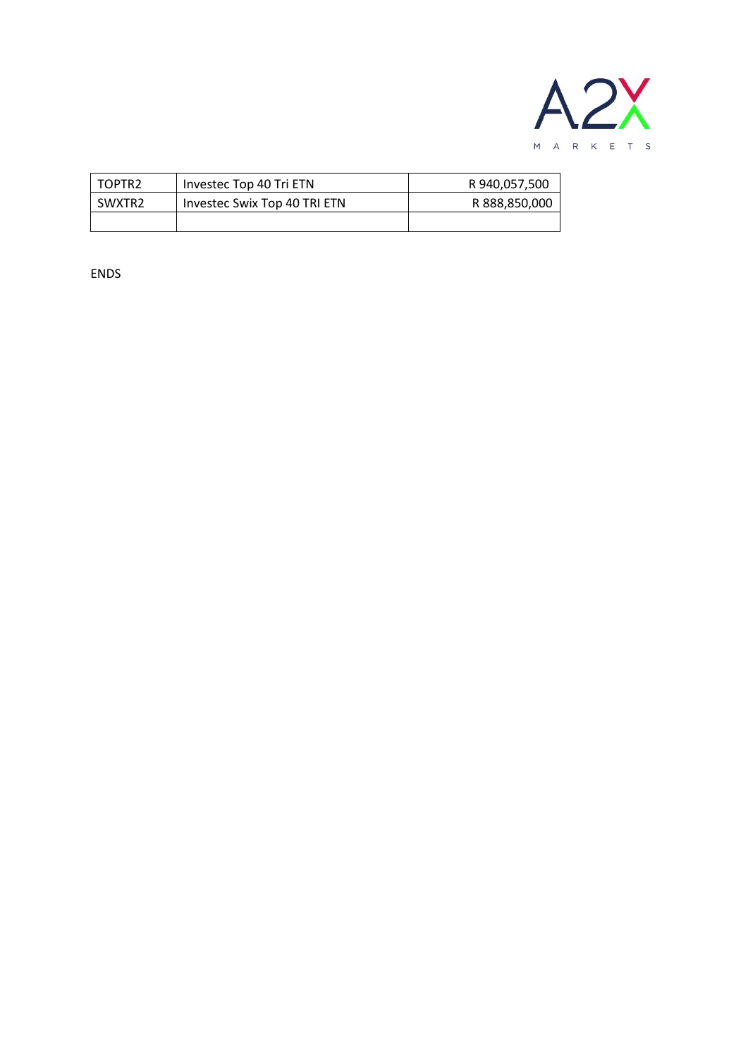| | | |
|---|---|---|
| TOPTR2 | Investec Top 40 Tri ETN | R 940,057,500 |
| SWXTR2 | Investec Swix Top 40 TRI ETN | R 888,850,000 |
| | | |

ENDS